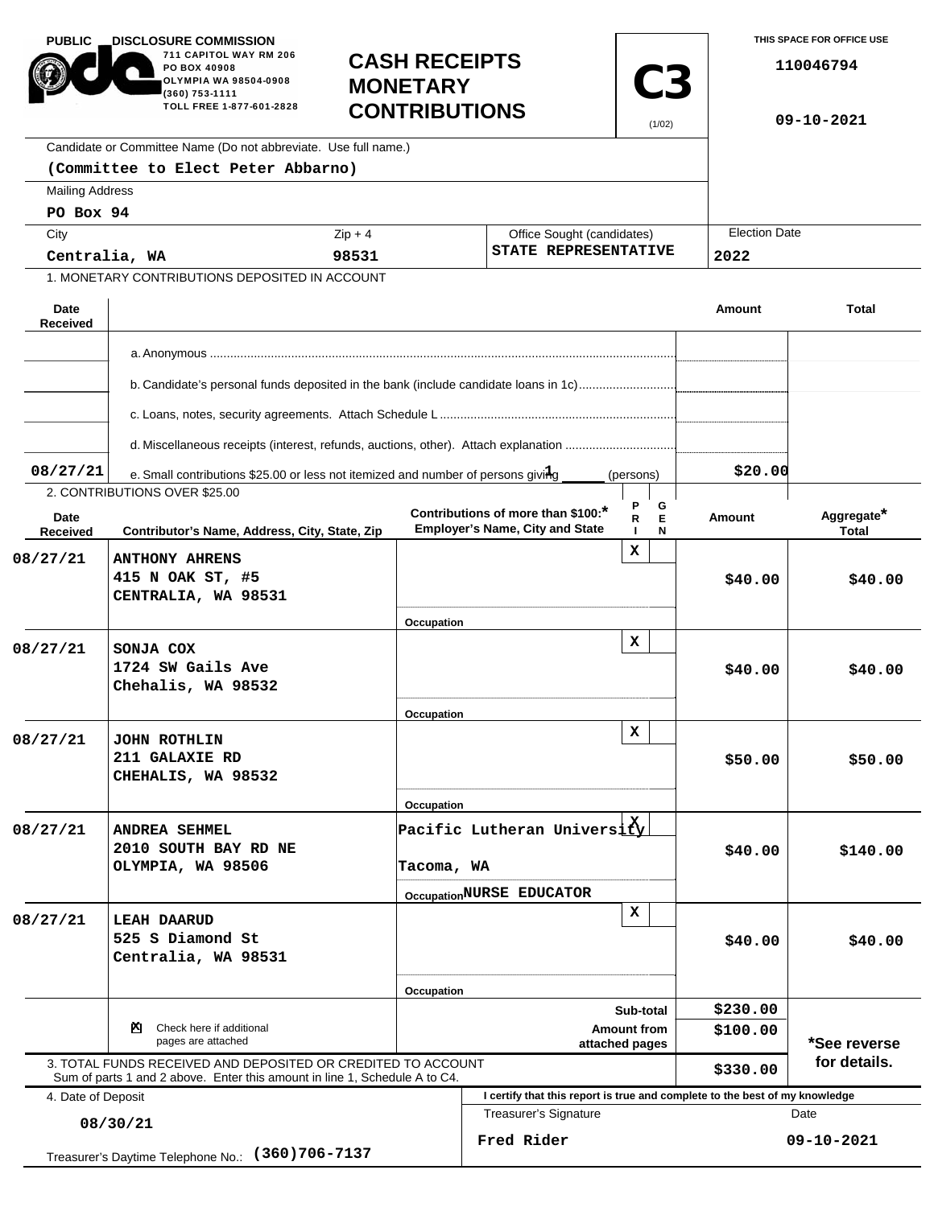PUBLIC DISCLOSURE COMMISSION
711 CAPITOL WAY RM 206
PO BOX 40908
OLYMPIA WA 98504-0908
(360) 753-1111
TOLL FREE 1-877-601-2828

# CASH RECEIPTS MONETARY CONTRIBUTIONS

**C3** (1/02)

THIS SPACE FOR OFFICE USE

110046794

09-10-2021

Candidate or Committee Name (Do not abbreviate. Use full name.)
**(Committee to Elect Peter Abbarno)**

Mailing Address
**PO Box 94**

| City | Zip + 4 | Office Sought (candidates) | Election Date |
|---|---|---|---|
| Centralia, WA | 98531 | STATE REPRESENTATIVE | 2022 |

1. MONETARY CONTRIBUTIONS DEPOSITED IN ACCOUNT

| Date Received | | Amount | Total |
|---|---|---|---|
| | a. Anonymous | | |
| | b. Candidate's personal funds deposited in the bank (include candidate loans in 1c) | | |
| | c. Loans, notes, security agreements. Attach Schedule L | | |
| | d. Miscellaneous receipts (interest, refunds, auctions, other). Attach explanation | | |
| 08/27/21 | e. Small contributions $25.00 or less not itemized and number of persons giving 1 (persons) | $20.00 | |

2. CONTRIBUTIONS OVER $25.00

| Date Received | Contributor's Name, Address, City, State, Zip | Contributions of more than $100:* Employer's Name, City and State | PRI | GEN | Amount | Aggregate* Total |
|---|---|---|---|---|---|---|
| 08/27/21 | ANTHONY AHRENS<br>415 N OAK ST, #5<br>CENTRALIA, WA 98531 | Occupation | X | | $40.00 | $40.00 |
| 08/27/21 | SONJA COX<br>1724 SW Gails Ave<br>Chehalis, WA 98532 | Occupation | X | | $40.00 | $40.00 |
| 08/27/21 | JOHN ROTHLIN<br>211 GALAXIE RD<br>CHEHALIS, WA 98532 | Occupation | X | | $50.00 | $50.00 |
| 08/27/21 | ANDREA SEHMEL<br>2010 SOUTH BAY RD NE<br>OLYMPIA, WA 98506 | Pacific Lutheran University<br>Tacoma, WA<br>Occupation NURSE EDUCATOR | X | | $40.00 | $140.00 |
| 08/27/21 | LEAH DAARUD<br>525 S Diamond St<br>Centralia, WA 98531 | Occupation | X | | $40.00 | $40.00 |

| | | | |
|---|---|---|---|
| ☒ Check here if additional pages are attached | Sub-total | $230.00 | |
| | Amount from attached pages | $100.00 | *See reverse for details. |
| 3. TOTAL FUNDS RECEIVED AND DEPOSITED OR CREDITED TO ACCOUNT<br>Sum of parts 1 and 2 above. Enter this amount in line 1, Schedule A to C4. | | $330.00 | |

4. Date of Deposit
**08/30/21**

Treasurer's Daytime Telephone No.: **(360)706-7137**

I certify that this report is true and complete to the best of my knowledge

| Treasurer's Signature | Date |
|---|---|
| Fred Rider | 09-10-2021 |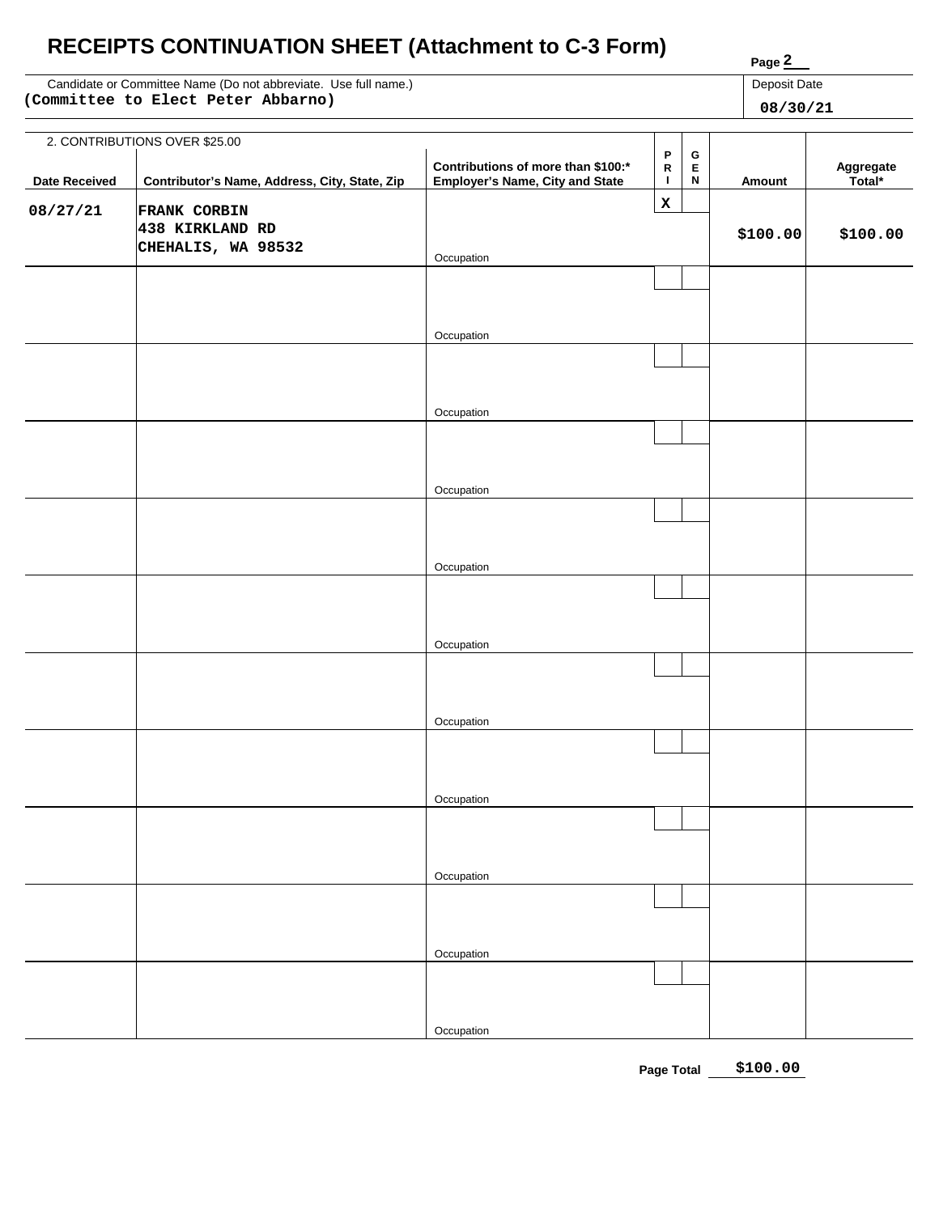# RECEIPTS CONTINUATION SHEET (Attachment to C-3 Form)

Page 2

Candidate or Committee Name (Do not abbreviate. Use full name.)
**(Committee to Elect Peter Abbarno)**

Deposit Date
**08/30/21**

2. CONTRIBUTIONS OVER $25.00

| Date Received | Contributor's Name, Address, City, State, Zip | Contributions of more than $100:* Employer's Name, City and State | PRI | GEN | Amount | Aggregate Total* |
|---|---|---|---|---|---|---|
| 08/27/21 | FRANK CORBIN<br>438 KIRKLAND RD<br>CHEHALIS, WA 98532 | Occupation | X | | $100.00 | $100.00 |
| | | Occupation | | | | |
| | | Occupation | | | | |
| | | Occupation | | | | |
| | | Occupation | | | | |
| | | Occupation | | | | |
| | | Occupation | | | | |
| | | Occupation | | | | |
| | | Occupation | | | | |
| | | Occupation | | | | |
| | | Occupation | | | | |

Page Total **$100.00**